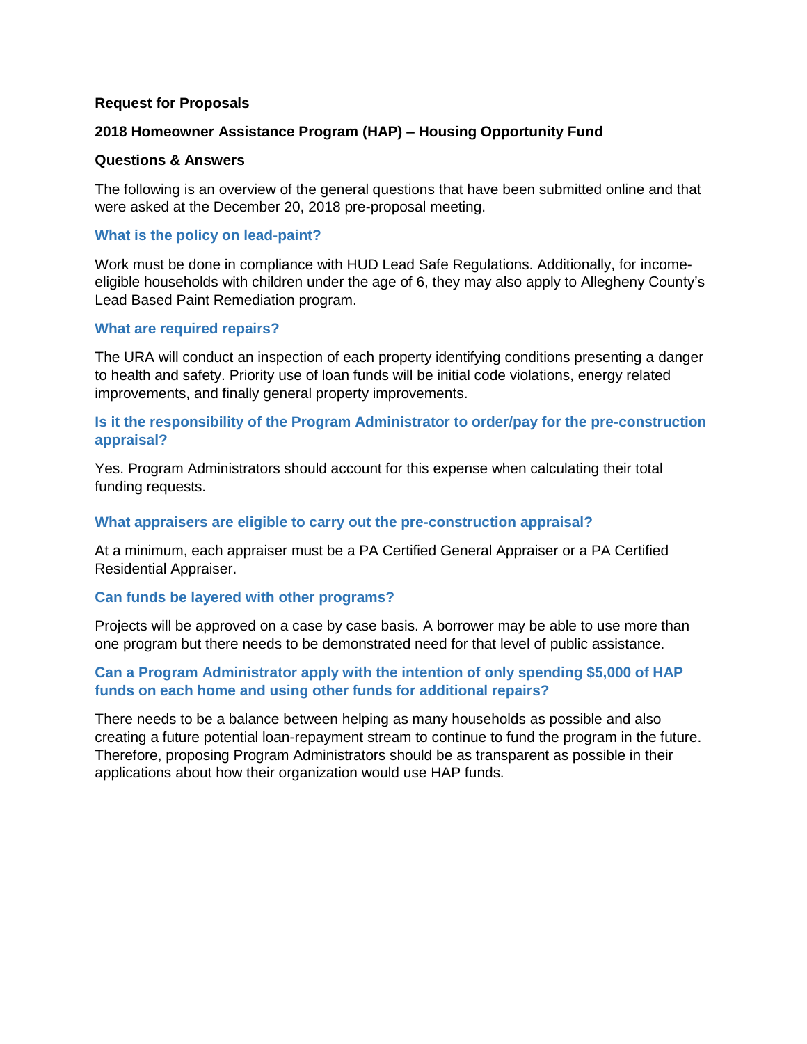**Request for Proposals**

**2018 Homeowner Assistance Program (HAP) – Housing Opportunity Fund**

**Questions & Answers**

The following is an overview of the general questions that have been submitted online and that were asked at the December 20, 2018 pre-proposal meeting.

### What is the policy on lead-paint?

Work must be done in compliance with HUD Lead Safe Regulations. Additionally, for income-eligible households with children under the age of 6, they may also apply to Allegheny County's Lead Based Paint Remediation program.

### What are required repairs?

The URA will conduct an inspection of each property identifying conditions presenting a danger to health and safety. Priority use of loan funds will be initial code violations, energy related improvements, and finally general property improvements.

### Is it the responsibility of the Program Administrator to order/pay for the pre-construction appraisal?

Yes. Program Administrators should account for this expense when calculating their total funding requests.

### What appraisers are eligible to carry out the pre-construction appraisal?

At a minimum, each appraiser must be a PA Certified General Appraiser or a PA Certified Residential Appraiser.

### Can funds be layered with other programs?

Projects will be approved on a case by case basis. A borrower may be able to use more than one program but there needs to be demonstrated need for that level of public assistance.

### Can a Program Administrator apply with the intention of only spending $5,000 of HAP funds on each home and using other funds for additional repairs?

There needs to be a balance between helping as many households as possible and also creating a future potential loan-repayment stream to continue to fund the program in the future. Therefore, proposing Program Administrators should be as transparent as possible in their applications about how their organization would use HAP funds.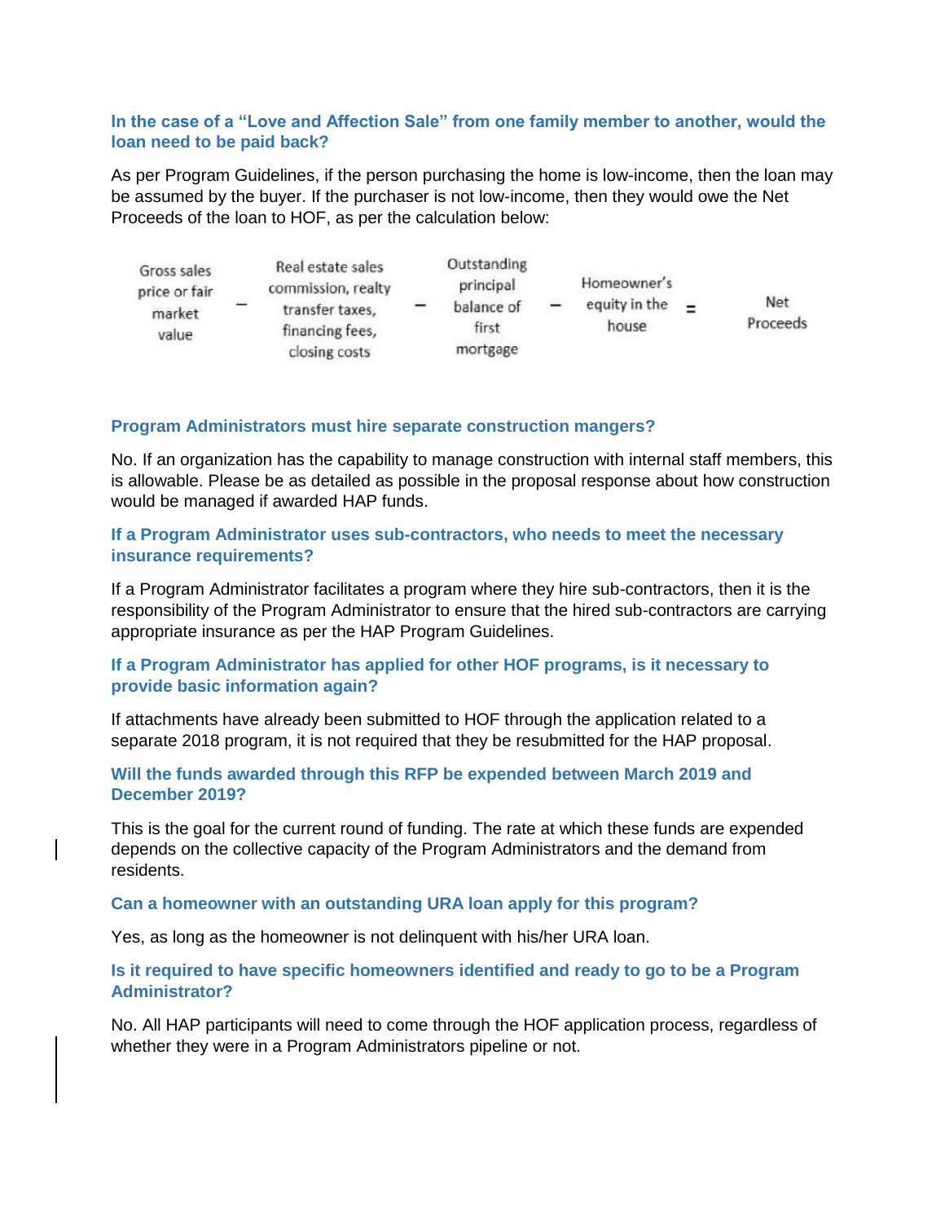### In the case of a "Love and Affection Sale" from one family member to another, would the loan need to be paid back?

As per Program Guidelines, if the person purchasing the home is low-income, then the loan may be assumed by the buyer. If the purchaser is not low-income, then they would owe the Net Proceeds of the loan to HOF, as per the calculation below:

| Gross sales price or fair market value | − | Real estate sales commission, realty transfer taxes, financing fees, closing costs | − | Outstanding principal balance of first mortgage | − | Homeowner's equity in the house | = | Net Proceeds |
|---|---|---|---|---|---|---|---|---|

### Program Administrators must hire separate construction mangers?

No. If an organization has the capability to manage construction with internal staff members, this is allowable. Please be as detailed as possible in the proposal response about how construction would be managed if awarded HAP funds.

### If a Program Administrator uses sub-contractors, who needs to meet the necessary insurance requirements?

If a Program Administrator facilitates a program where they hire sub-contractors, then it is the responsibility of the Program Administrator to ensure that the hired sub-contractors are carrying appropriate insurance as per the HAP Program Guidelines.

### If a Program Administrator has applied for other HOF programs, is it necessary to provide basic information again?

If attachments have already been submitted to HOF through the application related to a separate 2018 program, it is not required that they be resubmitted for the HAP proposal.

### Will the funds awarded through this RFP be expended between March 2019 and December 2019?

This is the goal for the current round of funding. The rate at which these funds are expended depends on the collective capacity of the Program Administrators and the demand from residents.

### Can a homeowner with an outstanding URA loan apply for this program?

Yes, as long as the homeowner is not delinquent with his/her URA loan.

### Is it required to have specific homeowners identified and ready to go to be a Program Administrator?

No. All HAP participants will need to come through the HOF application process, regardless of whether they were in a Program Administrators pipeline or not.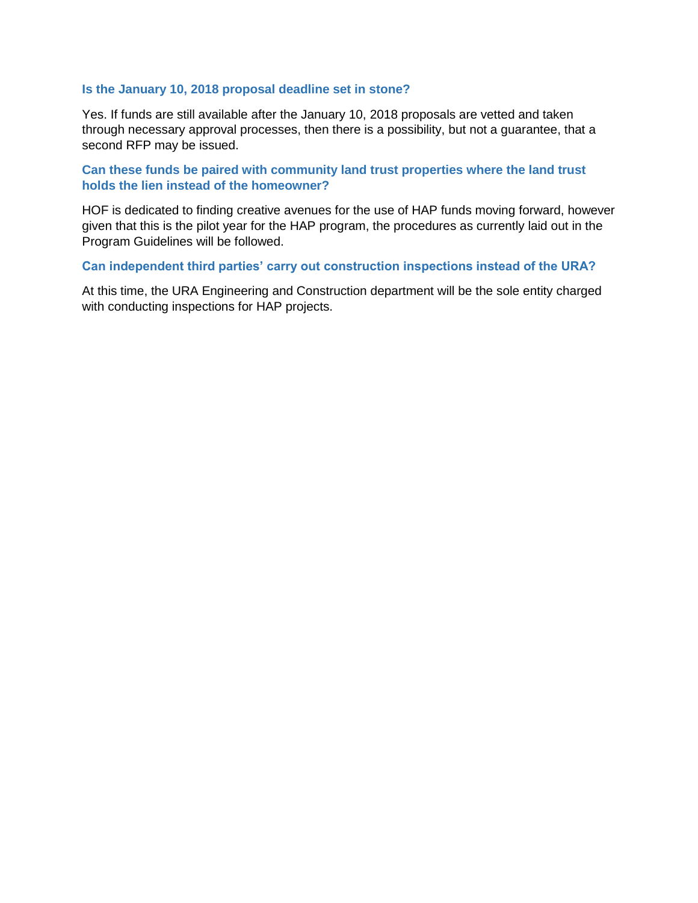**Is the January 10, 2018 proposal deadline set in stone?**

Yes. If funds are still available after the January 10, 2018 proposals are vetted and taken through necessary approval processes, then there is a possibility, but not a guarantee, that a second RFP may be issued.

**Can these funds be paired with community land trust properties where the land trust holds the lien instead of the homeowner?**

HOF is dedicated to finding creative avenues for the use of HAP funds moving forward, however given that this is the pilot year for the HAP program, the procedures as currently laid out in the Program Guidelines will be followed.

**Can independent third parties' carry out construction inspections instead of the URA?**

At this time, the URA Engineering and Construction department will be the sole entity charged with conducting inspections for HAP projects.